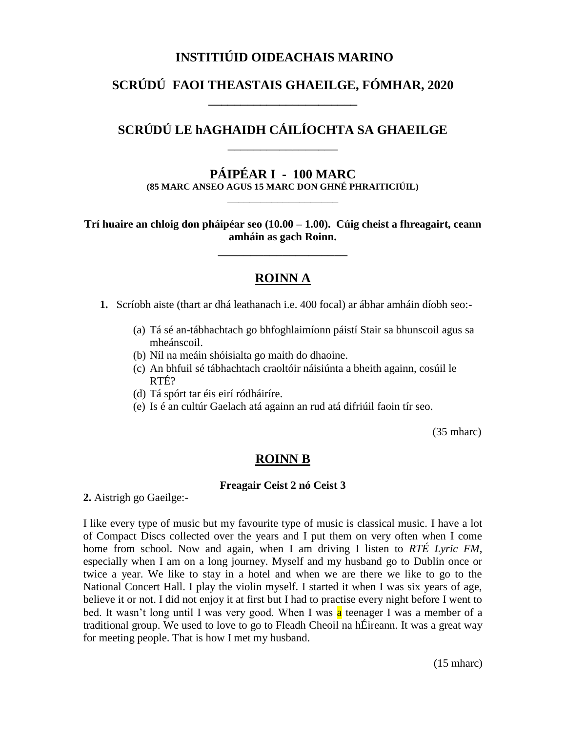# INSTITIÚID OIDEACHAIS MARINO

## SCRÚDÚ FAOI THEASTAIS GHAEILGE, FÓMHAR, 2020

---

## SCRÚDÚ LE hAGHAIDH CÁILÍOCHTA SA GHAEILGE

---

## PÁIPÉAR I - 100 MARC

**(85 MARC ANSEO AGUS 15 MARC DON GHNÉ PHRAITICIÚIL)**

---

**Trí huaire an chloig don pháipéar seo (10.00 – 1.00). Cúig cheist a fhreagairt, ceann amháin as gach Roinn.**

---

## ROINN A

**1.** Scríobh aiste (thart ar dhá leathanach i.e. 400 focal) ar ábhar amháin díobh seo:-

(a) Tá sé an-tábhachtach go bhfoghlaimíonn páistí Stair sa bhunscoil agus sa mheánscoil.
(b) Níl na meáin shóisialta go maith do dhaoine.
(c) An bhfuil sé tábhachtach craoltóir náisiúnta a bheith againn, cosúil le RTÉ?
(d) Tá spórt tar éis eirí ródháiríre.
(e) Is é an cultúr Gaelach atá againn an rud atá difriúil faoin tír seo.

(35 mharc)

## ROINN B

**Freagair Ceist 2 nó Ceist 3**

**2.** Aistrigh go Gaeilge:-

I like every type of music but my favourite type of music is classical music. I have a lot of Compact Discs collected over the years and I put them on very often when I come home from school. Now and again, when I am driving I listen to *RTÉ Lyric FM*, especially when I am on a long journey. Myself and my husband go to Dublin once or twice a year. We like to stay in a hotel and when we are there we like to go to the National Concert Hall. I play the violin myself. I started it when I was six years of age, believe it or not. I did not enjoy it at first but I had to practise every night before I went to bed. It wasn't long until I was very good. When I was a teenager I was a member of a traditional group. We used to love to go to Fleadh Cheoil na hÉireann. It was a great way for meeting people. That is how I met my husband.

(15 mharc)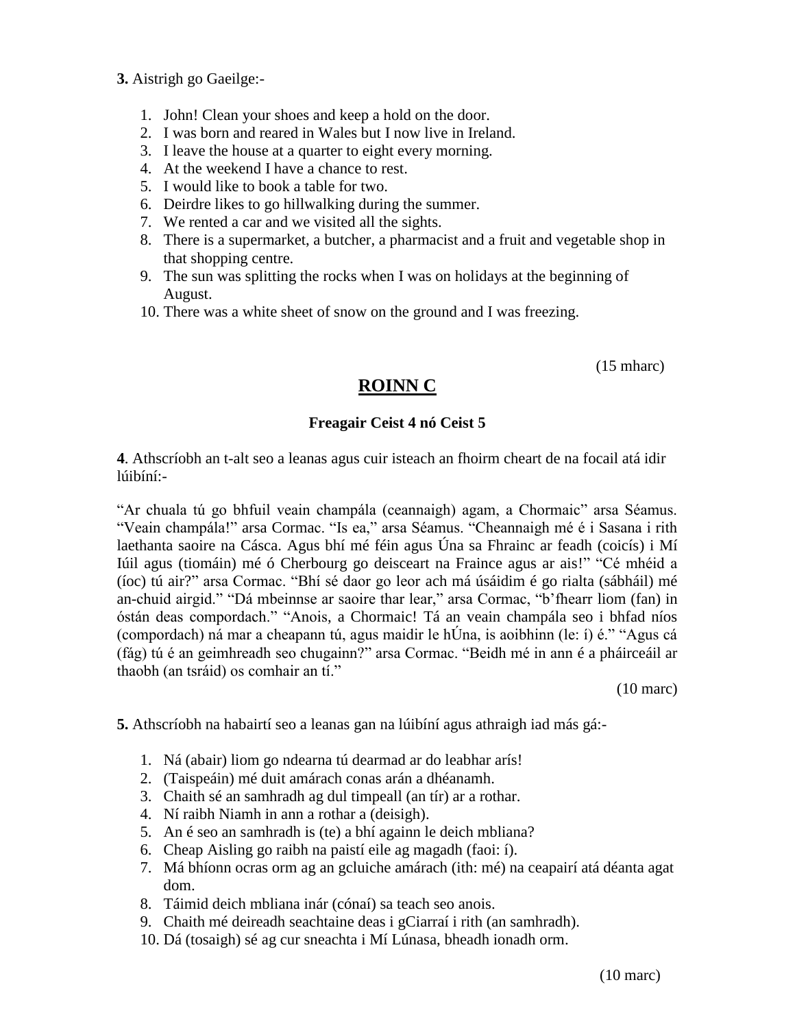**3.** Aistrigh go Gaeilge:-

1. John! Clean your shoes and keep a hold on the door.
2. I was born and reared in Wales but I now live in Ireland.
3. I leave the house at a quarter to eight every morning.
4. At the weekend I have a chance to rest.
5. I would like to book a table for two.
6. Deirdre likes to go hillwalking during the summer.
7. We rented a car and we visited all the sights.
8. There is a supermarket, a butcher, a pharmacist and a fruit and vegetable shop in that shopping centre.
9. The sun was splitting the rocks when I was on holidays at the beginning of August.
10. There was a white sheet of snow on the ground and I was freezing.

(15 mharc)

## ROINN C

### Freagair Ceist 4 nó Ceist 5

**4**. Athscríobh an t-alt seo a leanas agus cuir isteach an fhoirm cheart de na focail atá idir lúibíní:-

"Ar chuala tú go bhfuil veain champála (ceannaigh) agam, a Chormaic" arsa Séamus. "Veain champála!" arsa Cormac. "Is ea," arsa Séamus. "Cheannaigh mé é i Sasana i rith laethanta saoire na Cásca. Agus bhí mé féin agus Úna sa Fhrainc ar feadh (coicís) i Mí Iúil agus (tiomáin) mé ó Cherbourg go deisceart na Fraince agus ar ais!" "Cé mhéid a (íoc) tú air?" arsa Cormac. "Bhí sé daor go leor ach má úsáidim é go rialta (sábháil) mé an-chuid airgid." "Dá mbeinnse ar saoire thar lear," arsa Cormac, "b'fhearr liom (fan) in óstán deas compordach." "Anois, a Chormaic! Tá an veain champála seo i bhfad níos (compordach) ná mar a cheapann tú, agus maidir le hÚna, is aoibhinn (le: í) é." "Agus cá (fág) tú é an geimhreadh seo chugainn?" arsa Cormac. "Beidh mé in ann é a pháirceáil ar thaobh (an tsráid) os comhair an tí."

(10 marc)

**5.** Athscríobh na habairtí seo a leanas gan na lúibíní agus athraigh iad más gá:-

1. Ná (abair) liom go ndearna tú dearmad ar do leabhar arís!
2. (Taispeáin) mé duit amárach conas arán a dhéanamh.
3. Chaith sé an samhradh ag dul timpeall (an tír) ar a rothar.
4. Ní raibh Niamh in ann a rothar a (deisigh).
5. An é seo an samhradh is (te) a bhí againn le deich mbliana?
6. Cheap Aisling go raibh na paistí eile ag magadh (faoi: í).
7. Má bhíonn ocras orm ag an gcluiche amárach (ith: mé) na ceapairí atá déanta agat dom.
8. Táimid deich mbliana inár (cónaí) sa teach seo anois.
9. Chaith mé deireadh seachtaine deas i gCiarraí i rith (an samhradh).
10. Dá (tosaigh) sé ag cur sneachta i Mí Lúnasa, bheadh ionadh orm.

(10 marc)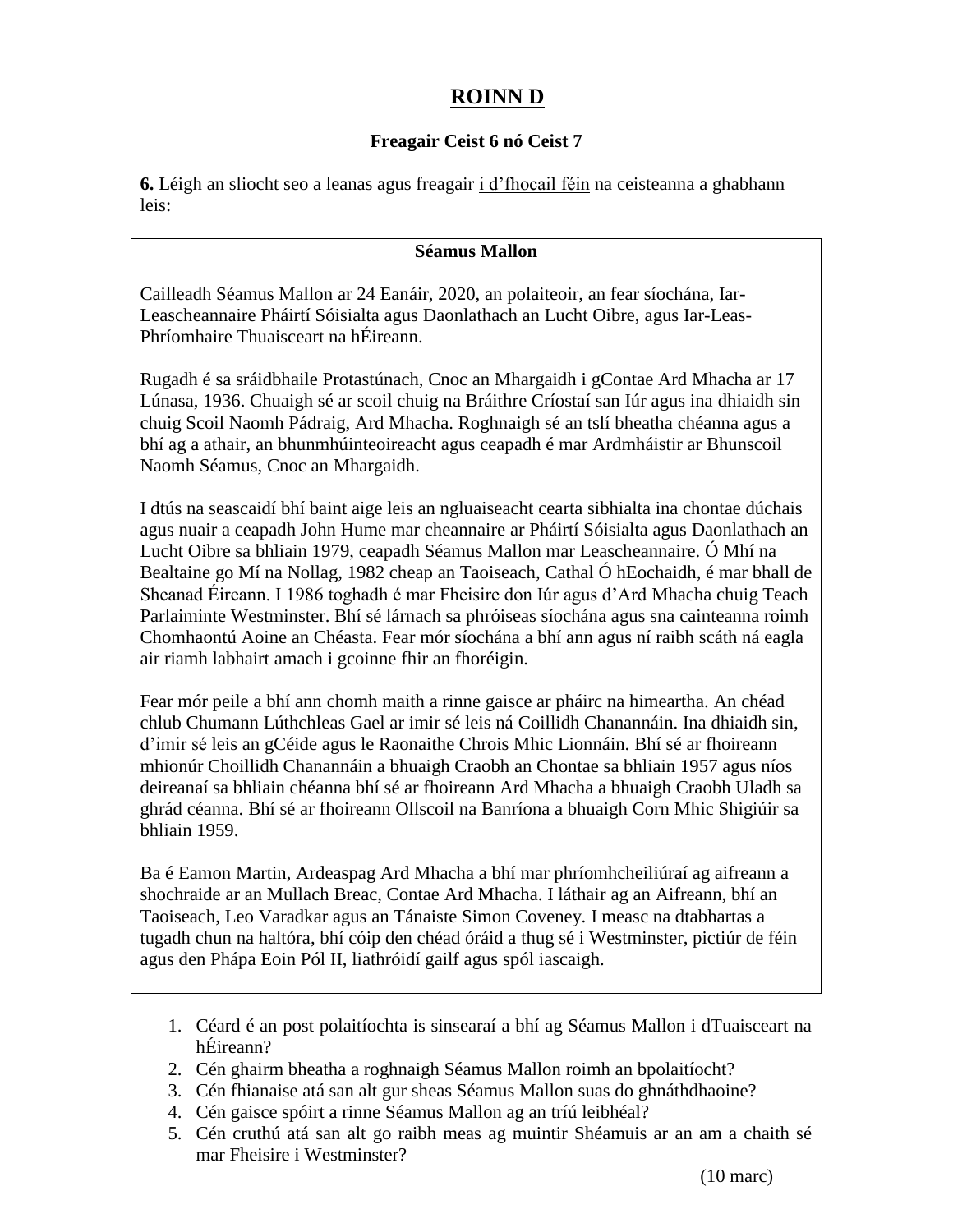# ROINN D

**Freagair Ceist 6 nó Ceist 7**

**6.** Léigh an sliocht seo a leanas agus freagair i d'fhocail féin na ceisteanna a ghabhann leis:

**Séamus Mallon**

Cailleadh Séamus Mallon ar 24 Eanáir, 2020, an polaiteoir, an fear síochána, Iar-Leascheannaire Pháirtí Sóisialta agus Daonlathach an Lucht Oibre, agus Iar-Leas-Phríomhaire Thuaisceart na hÉireann.

Rugadh é sa sráidbhaile Protastúnach, Cnoc an Mhargaidh i gContae Ard Mhacha ar 17 Lúnasa, 1936. Chuaigh sé ar scoil chuig na Bráithre Críostaí san Iúr agus ina dhiaidh sin chuig Scoil Naomh Pádraig, Ard Mhacha. Roghnaigh sé an tslí bheatha chéanna agus a bhí ag a athair, an bhunmhúinteoireacht agus ceapadh é mar Ardmháistir ar Bhunscoil Naomh Séamus, Cnoc an Mhargaidh.

I dtús na seascaidí bhí baint aige leis an ngluaiseacht cearta sibhialta ina chontae dúchais agus nuair a ceapadh John Hume mar cheannaire ar Pháirtí Sóisialta agus Daonlathach an Lucht Oibre sa bhliain 1979, ceapadh Séamus Mallon mar Leascheannaire. Ó Mhí na Bealtaine go Mí na Nollag, 1982 cheap an Taoiseach, Cathal Ó hEochaidh, é mar bhall de Sheanad Éireann. I 1986 toghadh é mar Fheisire don Iúr agus d'Ard Mhacha chuig Teach Parlaiminte Westminster. Bhí sé lárnach sa phróiseas síochána agus sna cainteanna roimh Chomhaontú Aoine an Chéasta. Fear mór síochána a bhí ann agus ní raibh scáth ná eagla air riamh labhairt amach i gcoinne fhir an fhoréigin.

Fear mór peile a bhí ann chomh maith a rinne gaisce ar pháirc na himeartha. An chéad chlub Chumann Lúthchleas Gael ar imir sé leis ná Coillidh Chanannáin. Ina dhiaidh sin, d'imir sé leis an gCéide agus le Raonaithe Chrois Mhic Lionnáin. Bhí sé ar fhoireann mhionúr Choillidh Chanannáin a bhuaigh Craobh an Chontae sa bhliain 1957 agus níos deireanaí sa bhliain chéanna bhí sé ar fhoireann Ard Mhacha a bhuaigh Craobh Uladh sa ghrád céanna. Bhí sé ar fhoireann Ollscoil na Banríona a bhuaigh Corn Mhic Shigiúir sa bhliain 1959.

Ba é Eamon Martin, Ardeaspag Ard Mhacha a bhí mar phríomhcheiliúraí ag aifreann a shochraide ar an Mullach Breac, Contae Ard Mhacha. I láthair ag an Aifreann, bhí an Taoiseach, Leo Varadkar agus an Tánaiste Simon Coveney. I measc na dtabhartas a tugadh chun na haltóra, bhí cóip den chéad óráid a thug sé i Westminster, pictiúr de féin agus den Phápa Eoin Pól II, liathróidí gailf agus spól iascaigh.

1. Céard é an post polaitíochta is sinsearaí a bhí ag Séamus Mallon i dTuaisceart na hÉireann?
2. Cén ghairm bheatha a roghnaigh Séamus Mallon roimh an bpolaitíocht?
3. Cén fhianaise atá san alt gur sheas Séamus Mallon suas do ghnáthdhaoine?
4. Cén gaisce spóirt a rinne Séamus Mallon ag an tríú leibhéal?
5. Cén cruthú atá san alt go raibh meas ag muintir Shéamuis ar an am a chaith sé mar Fheisire i Westminster?

(10 marc)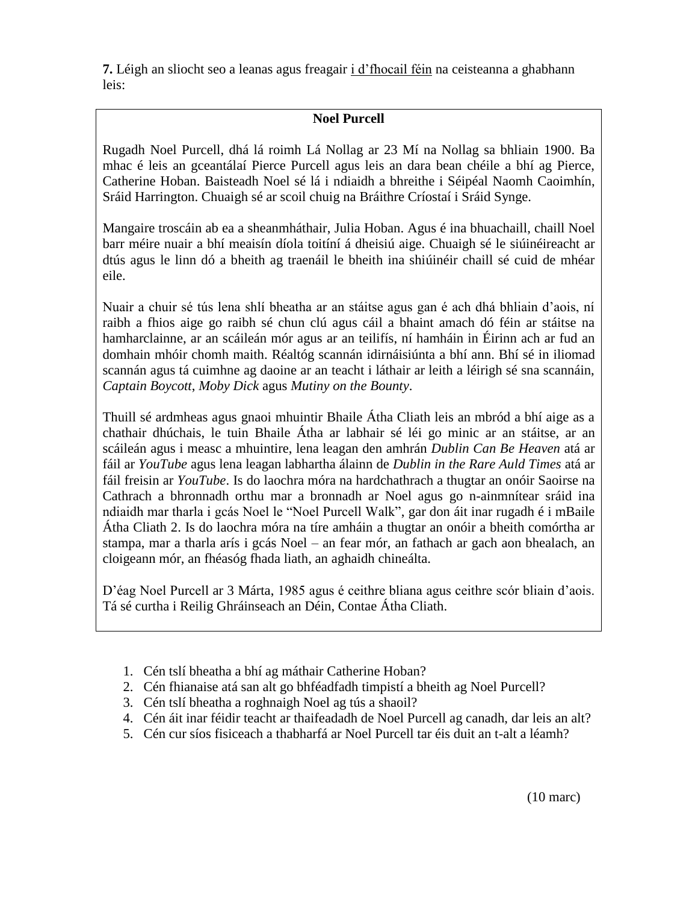**7.** Léigh an sliocht seo a leanas agus freagair i d'fhocail féin na ceisteanna a ghabhann leis:

### Noel Purcell

Rugadh Noel Purcell, dhá lá roimh Lá Nollag ar 23 Mí na Nollag sa bhliain 1900. Ba mhac é leis an gceantálaí Pierce Purcell agus leis an dara bean chéile a bhí ag Pierce, Catherine Hoban. Baisteadh Noel sé lá i ndiaidh a bhreithe i Séipéal Naomh Caoimhín, Sráid Harrington. Chuaigh sé ar scoil chuig na Bráithre Críostaí i Sráid Synge.

Mangaire troscáin ab ea a sheanmháthair, Julia Hoban. Agus é ina bhuachaill, chaill Noel barr méire nuair a bhí meaisín díola toitíní á dheisiú aige. Chuaigh sé le siúinéireacht ar dtús agus le linn dó a bheith ag traenáil le bheith ina shiúinéir chaill sé cuid de mhéar eile.

Nuair a chuir sé tús lena shlí bheatha ar an stáitse agus gan é ach dhá bhliain d'aois, ní raibh a fhios aige go raibh sé chun clú agus cáil a bhaint amach dó féin ar stáitse na hamharclainne, ar an scáileán mór agus ar an teilifís, ní hamháin in Éirinn ach ar fud an domhain mhóir chomh maith. Réaltóg scannán idirnáisiúnta a bhí ann. Bhí sé in iliomad scannán agus tá cuimhne ag daoine ar an teacht i láthair ar leith a léirigh sé sna scannáin, *Captain Boycott*, *Moby Dick* agus *Mutiny on the Bounty*.

Thuill sé ardmheas agus gnaoi mhuintir Bhaile Átha Cliath leis an mbród a bhí aige as a chathair dhúchais, le tuin Bhaile Átha ar labhair sé léi go minic ar an stáitse, ar an scáileán agus i measc a mhuintire, lena leagan den amhrán *Dublin Can Be Heaven* atá ar fáil ar *YouTube* agus lena leagan labhartha álainn de *Dublin in the Rare Auld Times* atá ar fáil freisin ar *YouTube*. Is do laochra móra na hardchathrach a thugtar an onóir Saoirse na Cathrach a bhronnadh orthu mar a bronnadh ar Noel agus go n-ainmnítear sráid ina ndiaidh mar tharla i gcás Noel le "Noel Purcell Walk", gar don áit inar rugadh é i mBaile Átha Cliath 2. Is do laochra móra na tíre amháin a thugtar an onóir a bheith comórtha ar stampa, mar a tharla arís i gcás Noel – an fear mór, an fathach ar gach aon bhealach, an cloigeann mór, an fhéasóg fhada liath, an aghaidh chineálta.

D'éag Noel Purcell ar 3 Márta, 1985 agus é ceithre bliana agus ceithre scór bliain d'aois. Tá sé curtha i Reilig Ghráinseach an Déin, Contae Átha Cliath.

1. Cén tslí bheatha a bhí ag máthair Catherine Hoban?
2. Cén fhianaise atá san alt go bhféadfadh timpistí a bheith ag Noel Purcell?
3. Cén tslí bheatha a roghnaigh Noel ag tús a shaoil?
4. Cén áit inar féidir teacht ar thaifeadadh de Noel Purcell ag canadh, dar leis an alt?
5. Cén cur síos fisiceach a thabharfá ar Noel Purcell tar éis duit an t-alt a léamh?

(10 marc)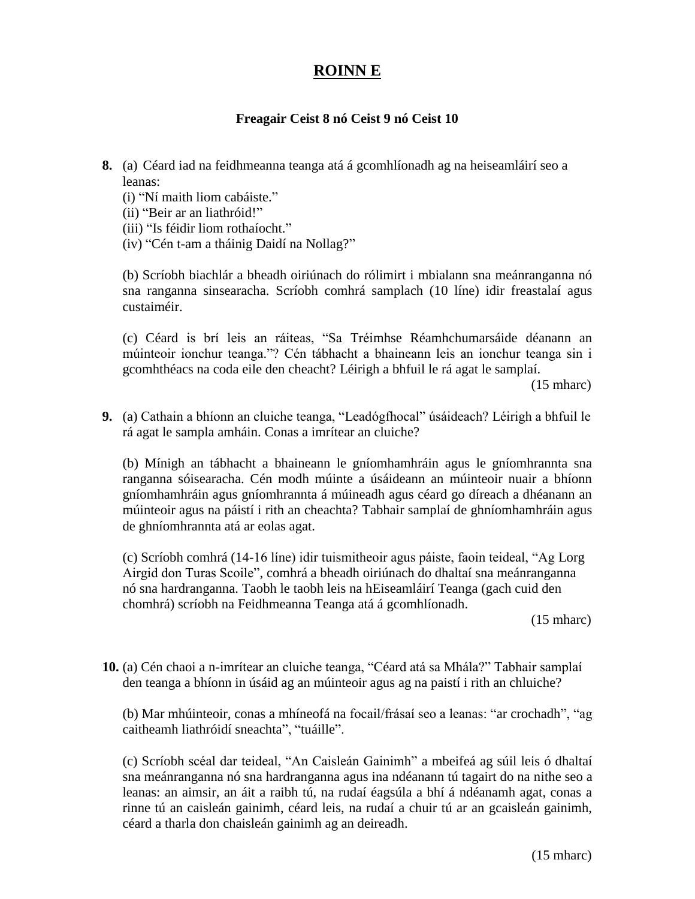# ROINN E

**Freagair Ceist 8 nó Ceist 9 nó Ceist 10**

**8.** (a) Céard iad na feidhmeanna teanga atá á gcomhlíonadh ag na heiseamláirí seo a leanas:
(i) "Ní maith liom cabáiste."
(ii) "Beir ar an liathróid!"
(iii) "Is féidir liom rothaíocht."
(iv) "Cén t-am a tháinig Daidí na Nollag?"

(b) Scríobh biachlár a bheadh oiriúnach do rólimirt i mbialann sna meánranganna nó sna ranganna sinsearacha. Scríobh comhrá samplach (10 líne) idir freastalaí agus custaiméir.

(c) Céard is brí leis an ráiteas, "Sa Tréimhse Réamhchumarsáide déanann an múinteoir ionchur teanga."? Cén tábhacht a bhaineann leis an ionchur teanga sin i gcomhthéacs na coda eile den cheacht? Léirigh a bhfuil le rá agat le samplaí.

(15 mharc)

**9.** (a) Cathain a bhíonn an cluiche teanga, "Leadógfhocal" úsáideach? Léirigh a bhfuil le rá agat le sampla amháin. Conas a imrítear an cluiche?

(b) Mínigh an tábhacht a bhaineann le gníomhamhráin agus le gníomhrannta sna ranganna sóisearacha. Cén modh múinte a úsáideann an múinteoir nuair a bhíonn gníomhamhráin agus gníomhrannta á múineadh agus céard go díreach a dhéanann an múinteoir agus na páistí i rith an cheachta? Tabhair samplaí de ghníomhamhráin agus de ghníomhrannta atá ar eolas agat.

(c) Scríobh comhrá (14-16 líne) idir tuismitheoir agus páiste, faoin teideal, "Ag Lorg Airgid don Turas Scoile", comhrá a bheadh oiriúnach do dhaltaí sna meánranganna nó sna hardranganna. Taobh le taobh leis na hEiseamláirí Teanga (gach cuid den chomhrá) scríobh na Feidhmeanna Teanga atá á gcomhlíonadh.

(15 mharc)

**10.** (a) Cén chaoi a n-imrítear an cluiche teanga, "Céard atá sa Mhála?" Tabhair samplaí den teanga a bhíonn in úsáid ag an múinteoir agus ag na paistí i rith an chluiche?

(b) Mar mhúinteoir, conas a mhíneofá na focail/frásaí seo a leanas: "ar crochadh", "ag caitheamh liathróidí sneachta", "tuáille".

(c) Scríobh scéal dar teideal, "An Caisleán Gainimh" a mbeifeá ag súil leis ó dhaltaí sna meánranganna nó sna hardranganna agus ina ndéanann tú tagairt do na nithe seo a leanas: an aimsir, an áit a raibh tú, na rudaí éagsúla a bhí á ndéanamh agat, conas a rinne tú an caisleán gainimh, céard leis, na rudaí a chuir tú ar an gcaisleán gainimh, céard a tharla don chaisleán gainimh ag an deireadh.

(15 mharc)